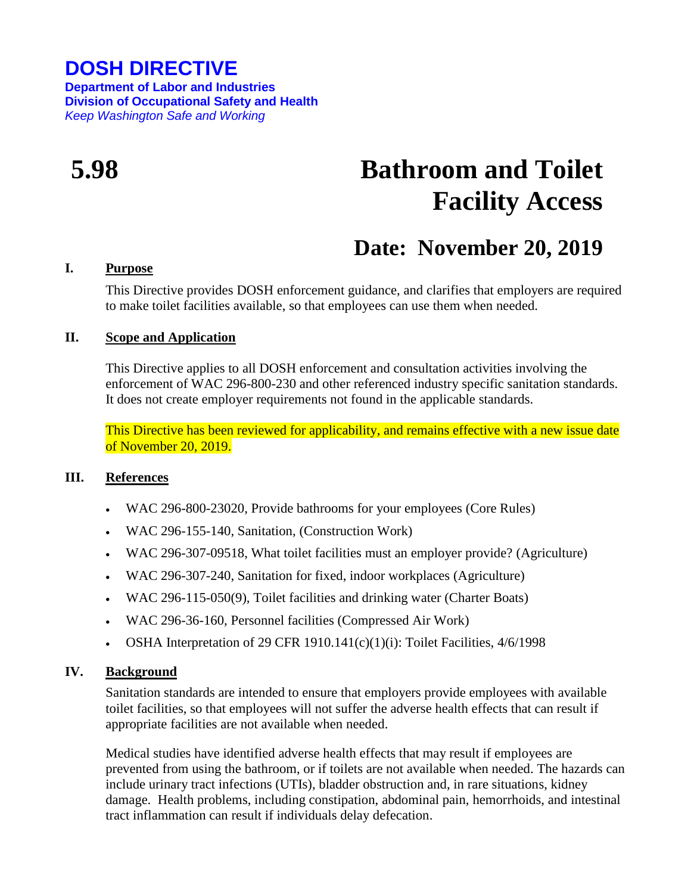# DOSH DIRECTIVE

**Department of Labor and Industries**
**Division of Occupational Safety and Health**
*Keep Washington Safe and Working*

# 5.98 Bathroom and Toilet Facility Access

## Date: November 20, 2019

### I. Purpose

This Directive provides DOSH enforcement guidance, and clarifies that employers are required to make toilet facilities available, so that employees can use them when needed.

### II. Scope and Application

This Directive applies to all DOSH enforcement and consultation activities involving the enforcement of WAC 296-800-230 and other referenced industry specific sanitation standards. It does not create employer requirements not found in the applicable standards.

This Directive has been reviewed for applicability, and remains effective with a new issue date of November 20, 2019.

### III. References

- WAC 296-800-23020, Provide bathrooms for your employees (Core Rules)
- WAC 296-155-140, Sanitation, (Construction Work)
- WAC 296-307-09518, What toilet facilities must an employer provide? (Agriculture)
- WAC 296-307-240, Sanitation for fixed, indoor workplaces (Agriculture)
- WAC 296-115-050(9), Toilet facilities and drinking water (Charter Boats)
- WAC 296-36-160, Personnel facilities (Compressed Air Work)
- OSHA Interpretation of 29 CFR 1910.141(c)(1)(i): Toilet Facilities, 4/6/1998

### IV. Background

Sanitation standards are intended to ensure that employers provide employees with available toilet facilities, so that employees will not suffer the adverse health effects that can result if appropriate facilities are not available when needed.

Medical studies have identified adverse health effects that may result if employees are prevented from using the bathroom, or if toilets are not available when needed. The hazards can include urinary tract infections (UTIs), bladder obstruction and, in rare situations, kidney damage. Health problems, including constipation, abdominal pain, hemorrhoids, and intestinal tract inflammation can result if individuals delay defecation.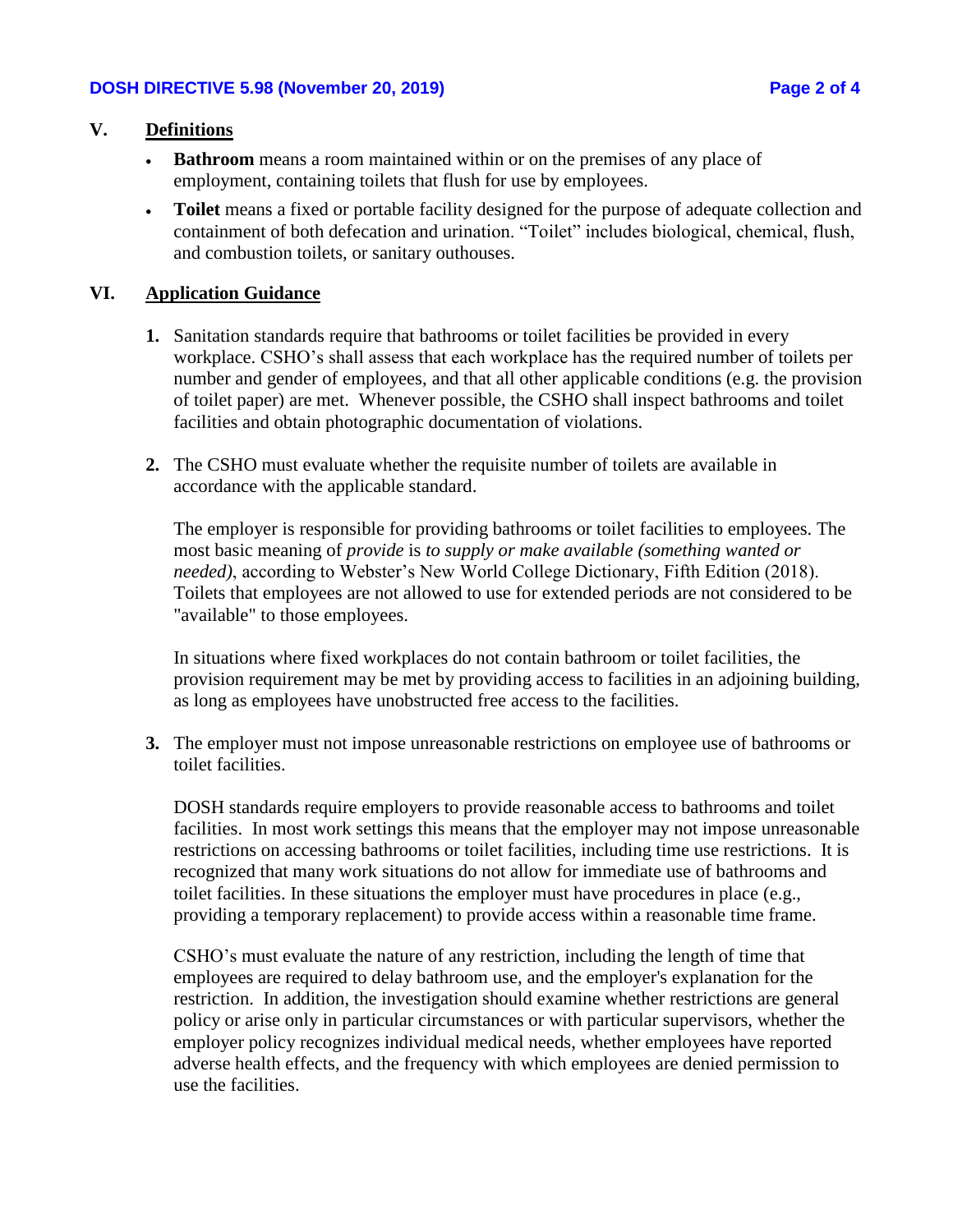## V. Definitions

- **Bathroom** means a room maintained within or on the premises of any place of employment, containing toilets that flush for use by employees.
- **Toilet** means a fixed or portable facility designed for the purpose of adequate collection and containment of both defecation and urination. "Toilet" includes biological, chemical, flush, and combustion toilets, or sanitary outhouses.

## VI. Application Guidance

**1.** Sanitation standards require that bathrooms or toilet facilities be provided in every workplace. CSHO's shall assess that each workplace has the required number of toilets per number and gender of employees, and that all other applicable conditions (e.g. the provision of toilet paper) are met. Whenever possible, the CSHO shall inspect bathrooms and toilet facilities and obtain photographic documentation of violations.

**2.** The CSHO must evaluate whether the requisite number of toilets are available in accordance with the applicable standard.

The employer is responsible for providing bathrooms or toilet facilities to employees. The most basic meaning of *provide* is *to supply or make available (something wanted or needed)*, according to Webster's New World College Dictionary, Fifth Edition (2018). Toilets that employees are not allowed to use for extended periods are not considered to be "available" to those employees.

In situations where fixed workplaces do not contain bathroom or toilet facilities, the provision requirement may be met by providing access to facilities in an adjoining building, as long as employees have unobstructed free access to the facilities.

**3.** The employer must not impose unreasonable restrictions on employee use of bathrooms or toilet facilities.

DOSH standards require employers to provide reasonable access to bathrooms and toilet facilities. In most work settings this means that the employer may not impose unreasonable restrictions on accessing bathrooms or toilet facilities, including time use restrictions. It is recognized that many work situations do not allow for immediate use of bathrooms and toilet facilities. In these situations the employer must have procedures in place (e.g., providing a temporary replacement) to provide access within a reasonable time frame.

CSHO's must evaluate the nature of any restriction, including the length of time that employees are required to delay bathroom use, and the employer's explanation for the restriction. In addition, the investigation should examine whether restrictions are general policy or arise only in particular circumstances or with particular supervisors, whether the employer policy recognizes individual medical needs, whether employees have reported adverse health effects, and the frequency with which employees are denied permission to use the facilities.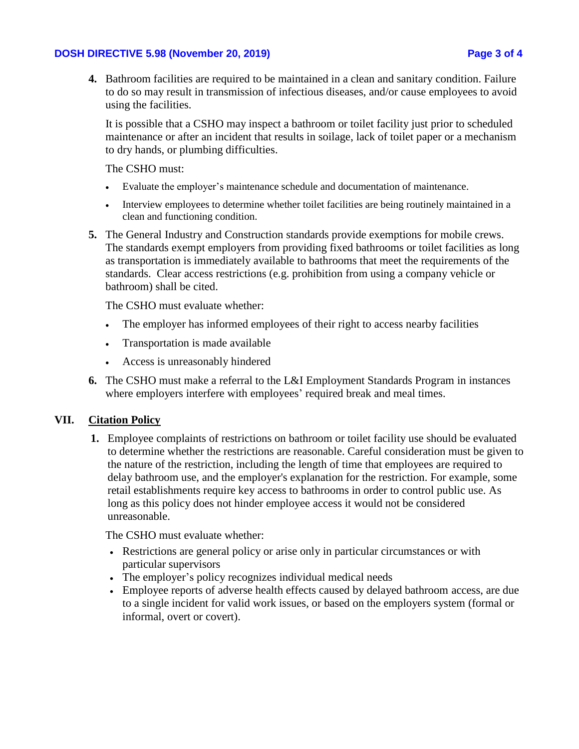4. Bathroom facilities are required to be maintained in a clean and sanitary condition. Failure to do so may result in transmission of infectious diseases, and/or cause employees to avoid using the facilities.

   It is possible that a CSHO may inspect a bathroom or toilet facility just prior to scheduled maintenance or after an incident that results in soilage, lack of toilet paper or a mechanism to dry hands, or plumbing difficulties.

   The CSHO must:

   - Evaluate the employer's maintenance schedule and documentation of maintenance.
   - Interview employees to determine whether toilet facilities are being routinely maintained in a clean and functioning condition.

5. The General Industry and Construction standards provide exemptions for mobile crews. The standards exempt employers from providing fixed bathrooms or toilet facilities as long as transportation is immediately available to bathrooms that meet the requirements of the standards. Clear access restrictions (e.g. prohibition from using a company vehicle or bathroom) shall be cited.

   The CSHO must evaluate whether:

   - The employer has informed employees of their right to access nearby facilities
   - Transportation is made available
   - Access is unreasonably hindered

6. The CSHO must make a referral to the L&I Employment Standards Program in instances where employers interfere with employees' required break and meal times.

## VII. Citation Policy

1. Employee complaints of restrictions on bathroom or toilet facility use should be evaluated to determine whether the restrictions are reasonable. Careful consideration must be given to the nature of the restriction, including the length of time that employees are required to delay bathroom use, and the employer's explanation for the restriction. For example, some retail establishments require key access to bathrooms in order to control public use. As long as this policy does not hinder employee access it would not be considered unreasonable.

   The CSHO must evaluate whether:

   - Restrictions are general policy or arise only in particular circumstances or with particular supervisors
   - The employer's policy recognizes individual medical needs
   - Employee reports of adverse health effects caused by delayed bathroom access, are due to a single incident for valid work issues, or based on the employers system (formal or informal, overt or covert).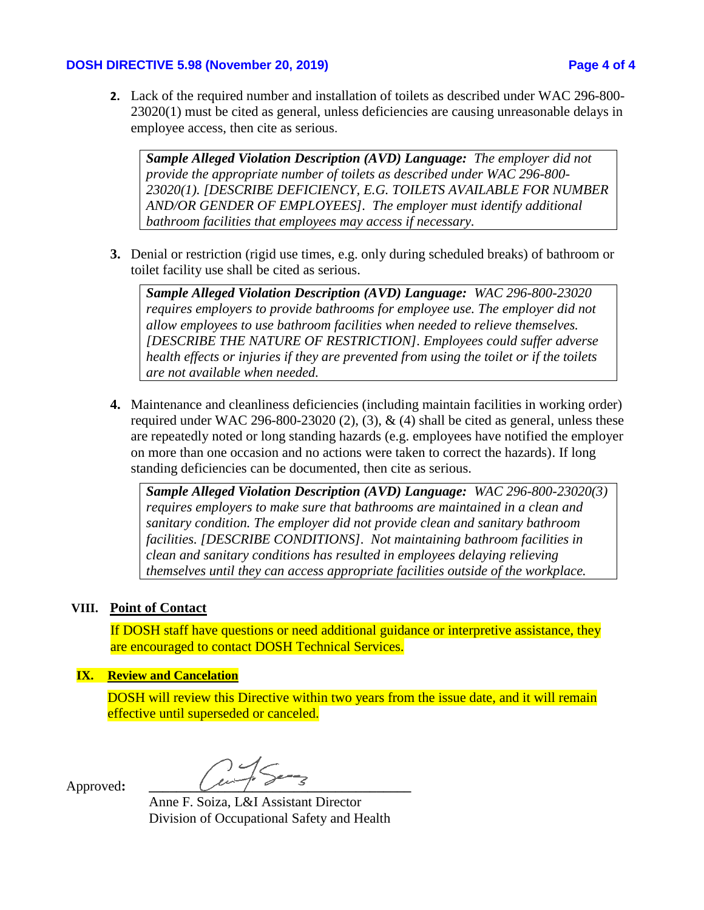2. Lack of the required number and installation of toilets as described under WAC 296-800-23020(1) must be cited as general, unless deficiencies are causing unreasonable delays in employee access, then cite as serious.

   > ***Sample Alleged Violation Description (AVD) Language:*** *The employer did not provide the appropriate number of toilets as described under WAC 296-800-23020(1). [DESCRIBE DEFICIENCY, E.G. TOILETS AVAILABLE FOR NUMBER AND/OR GENDER OF EMPLOYEES]. The employer must identify additional bathroom facilities that employees may access if necessary.*

3. Denial or restriction (rigid use times, e.g. only during scheduled breaks) of bathroom or toilet facility use shall be cited as serious.

   > ***Sample Alleged Violation Description (AVD) Language:*** *WAC 296-800-23020 requires employers to provide bathrooms for employee use. The employer did not allow employees to use bathroom facilities when needed to relieve themselves. [DESCRIBE THE NATURE OF RESTRICTION]. Employees could suffer adverse health effects or injuries if they are prevented from using the toilet or if the toilets are not available when needed.*

4. Maintenance and cleanliness deficiencies (including maintain facilities in working order) required under WAC 296-800-23020 (2), (3), & (4) shall be cited as general, unless these are repeatedly noted or long standing hazards (e.g. employees have notified the employer on more than one occasion and no actions were taken to correct the hazards). If long standing deficiencies can be documented, then cite as serious.

   > ***Sample Alleged Violation Description (AVD) Language:*** *WAC 296-800-23020(3) requires employers to make sure that bathrooms are maintained in a clean and sanitary condition. The employer did not provide clean and sanitary bathroom facilities. [DESCRIBE CONDITIONS]. Not maintaining bathroom facilities in clean and sanitary conditions has resulted in employees delaying relieving themselves until they can access appropriate facilities outside of the workplace.*

## VIII. Point of Contact

If DOSH staff have questions or need additional guidance or interpretive assistance, they are encouraged to contact DOSH Technical Services.

## IX. Review and Cancelation

DOSH will review this Directive within two years from the issue date, and it will remain effective until superseded or canceled.

Approved: ______________________

Anne F. Soiza, L&I Assistant Director
Division of Occupational Safety and Health